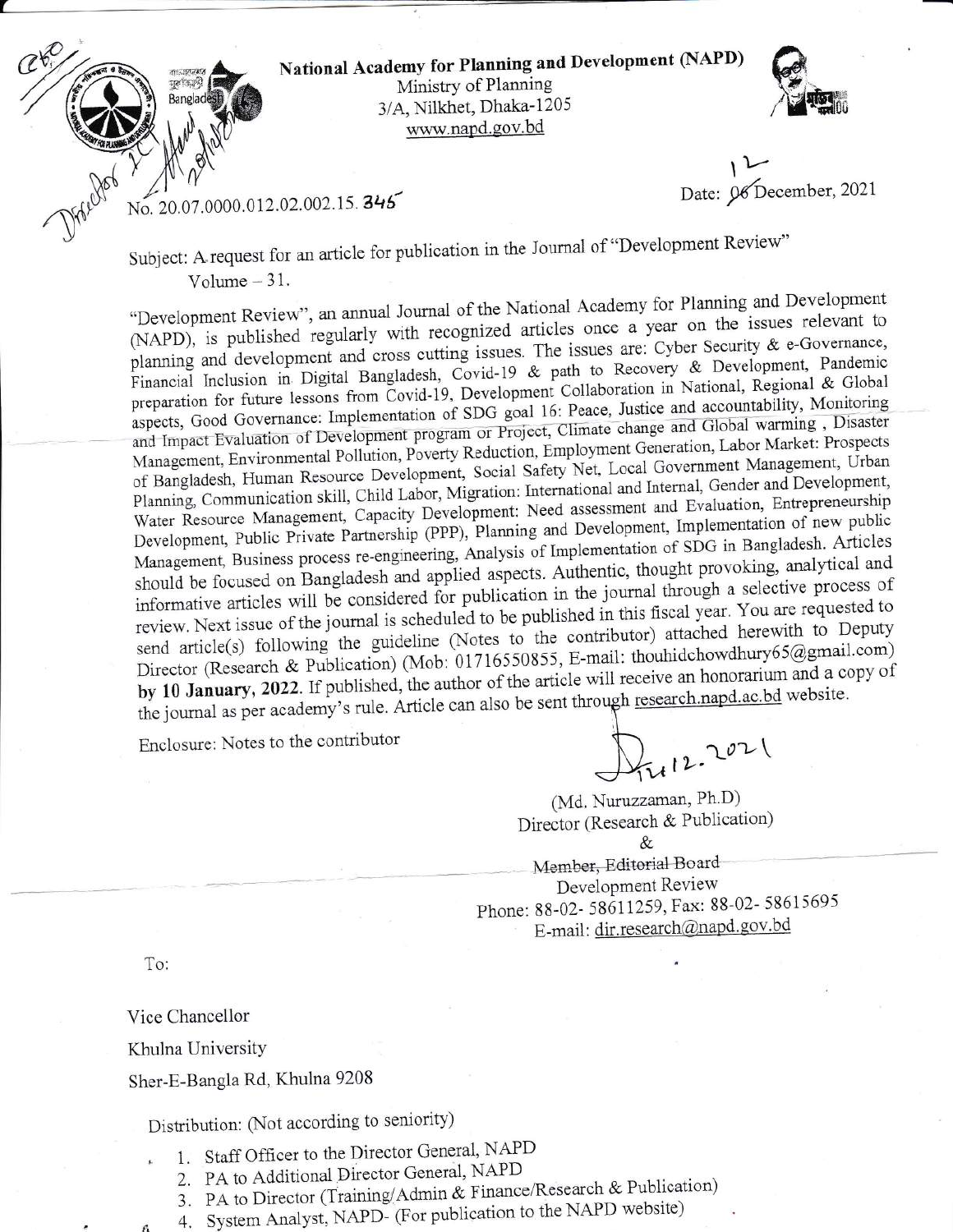**National Academy for Planning and Development (NAPD)**
Ministry of Planning
3/A, Nilkhet, Dhaka-1205
www.napd.gov.bd

No. 20.07.0000.012.02.002.15. 345

Date: 12 December, 2021

Subject: A request for an article for publication in the Journal of "Development Review" Volume – 31.

"Development Review", an annual Journal of the National Academy for Planning and Development (NAPD), is published regularly with recognized articles once a year on the issues relevant to planning and development and cross cutting issues. The issues are: Cyber Security & e-Governance, Financial Inclusion in Digital Bangladesh, Covid-19 & path to Recovery & Development, Pandemic preparation for future lessons from Covid-19, Development Collaboration in National, Regional & Global aspects, Good Governance: Implementation of SDG goal 16: Peace, Justice and accountability, Monitoring and Impact Evaluation of Development program or Project, Climate change and Global warming , Disaster Management, Environmental Pollution, Poverty Reduction, Employment Generation, Labor Market: Prospects of Bangladesh, Human Resource Development, Social Safety Net, Local Government Management, Urban Planning, Communication skill, Child Labor, Migration: International and Internal, Gender and Development, Water Resource Management, Capacity Development: Need assessment and Evaluation, Entrepreneurship Development, Public Private Partnership (PPP), Planning and Development, Implementation of new public Management, Business process re-engineering, Analysis of Implementation of SDG in Bangladesh. Articles should be focused on Bangladesh and applied aspects. Authentic, thought provoking, analytical and informative articles will be considered for publication in the journal through a selective process of review. Next issue of the journal is scheduled to be published in this fiscal year. You are requested to send article(s) following the guideline (Notes to the contributor) attached herewith to Deputy Director (Research & Publication) (Mob: 01716550855, E-mail: thouhidchowdhury65@gmail.com) **by 10 January, 2022.** If published, the author of the article will receive an honorarium and a copy of the journal as per academy's rule. Article can also be sent through research.napd.ac.bd website.

Enclosure: Notes to the contributor

12.12.2021

(Md. Nuruzzaman, Ph.D)
Director (Research & Publication)
&
Member, Editorial Board
Development Review
Phone: 88-02- 58611259, Fax: 88-02- 58615695
E-mail: dir.research@napd.gov.bd

To:

Vice Chancellor
Khulna University
Sher-E-Bangla Rd, Khulna 9208

Distribution: (Not according to seniority)

1. Staff Officer to the Director General, NAPD
2. PA to Additional Director General, NAPD
3. PA to Director (Training/Admin & Finance/Research & Publication)
4. System Analyst, NAPD- (For publication to the NAPD website)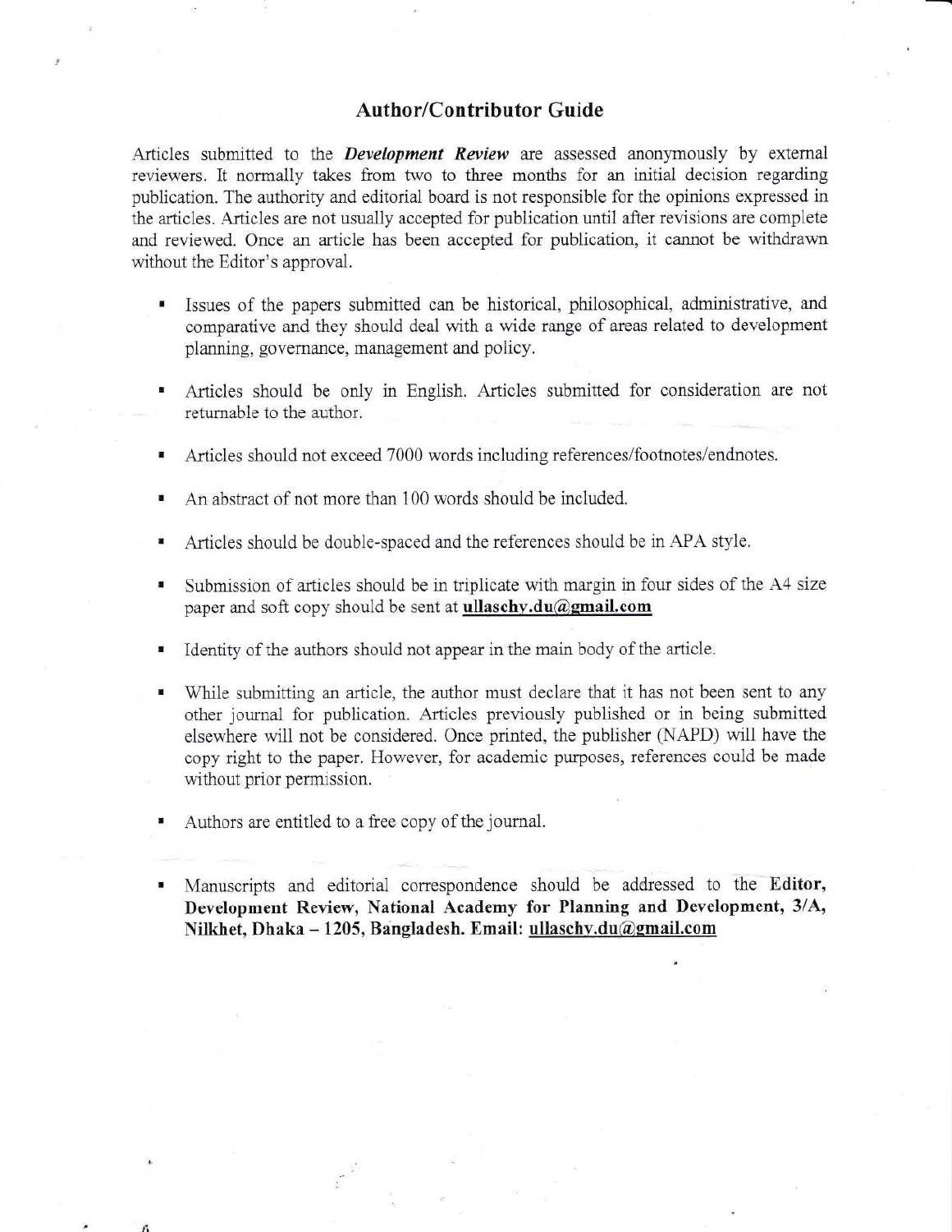## Author/Contributor Guide

Articles submitted to the ***Development Review*** are assessed anonymously by external reviewers. It normally takes from two to three months for an initial decision regarding publication. The authority and editorial board is not responsible for the opinions expressed in the articles. Articles are not usually accepted for publication until after revisions are complete and reviewed. Once an article has been accepted for publication, it cannot be withdrawn without the Editor's approval.

- Issues of the papers submitted can be historical, philosophical, administrative, and comparative and they should deal with a wide range of areas related to development planning, governance, management and policy.

- Articles should be only in English. Articles submitted for consideration are not returnable to the author.

- Articles should not exceed 7000 words including references/footnotes/endnotes.

- An abstract of not more than 100 words should be included.

- Articles should be double-spaced and the references should be in APA style.

- Submission of articles should be in triplicate with margin in four sides of the A4 size paper and soft copy should be sent at **ullaschy.du@gmail.com**

- Identity of the authors should not appear in the main body of the article.

- While submitting an article, the author must declare that it has not been sent to any other journal for publication. Articles previously published or in being submitted elsewhere will not be considered. Once printed, the publisher (NAPD) will have the copy right to the paper. However, for academic purposes, references could be made without prior permission.

- Authors are entitled to a free copy of the journal.

- Manuscripts and editorial correspondence should be addressed to the **Editor, Development Review, National Academy for Planning and Development, 3/A, Nilkhet, Dhaka – 1205, Bangladesh. Email: ullaschy.du@gmail.com**